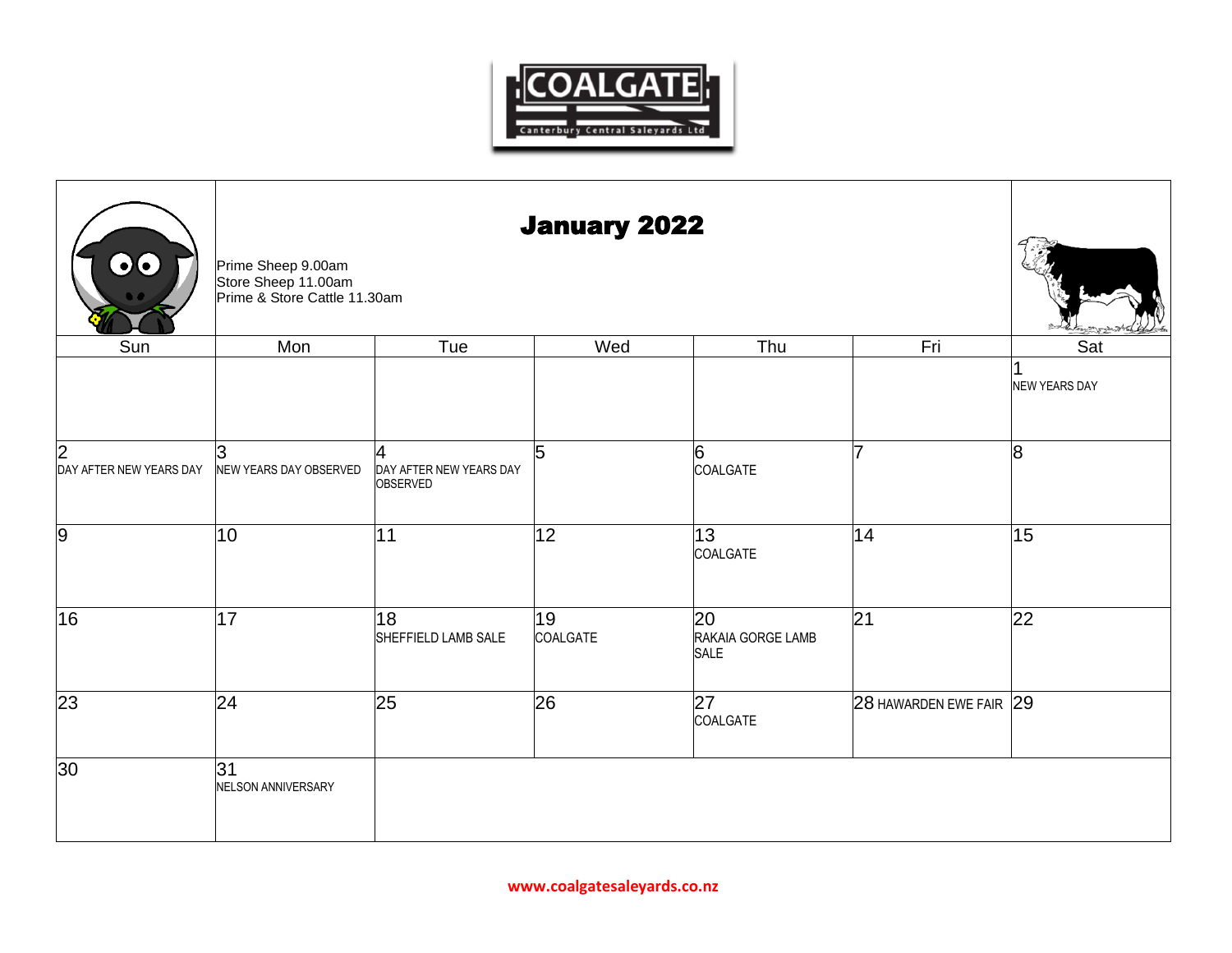# COALGATE

Canterbury Central Saleyards Ltd

## January 2022

Prime Sheep 9.00am
Store Sheep 11.00am
Prime & Store Cattle 11.30am

| Sun | Mon | Tue | Wed | Thu | Fri | Sat |
|---|---|---|---|---|---|---|
| | | | | | | 1 NEW YEARS DAY |
| 2 DAY AFTER NEW YEARS DAY | 3 NEW YEARS DAY OBSERVED | 4 DAY AFTER NEW YEARS DAY OBSERVED | 5 | 6 COALGATE | 7 | 8 |
| 9 | 10 | 11 | 12 | 13 COALGATE | 14 | 15 |
| 16 | 17 | 18 SHEFFIELD LAMB SALE | 19 COALGATE | 20 RAKAIA GORGE LAMB SALE | 21 | 22 |
| 23 | 24 | 25 | 26 | 27 COALGATE | 28 HAWARDEN EWE FAIR | 29 |
| 30 | 31 NELSON ANNIVERSARY | | | | | |

www.coalgatesaleyards.co.nz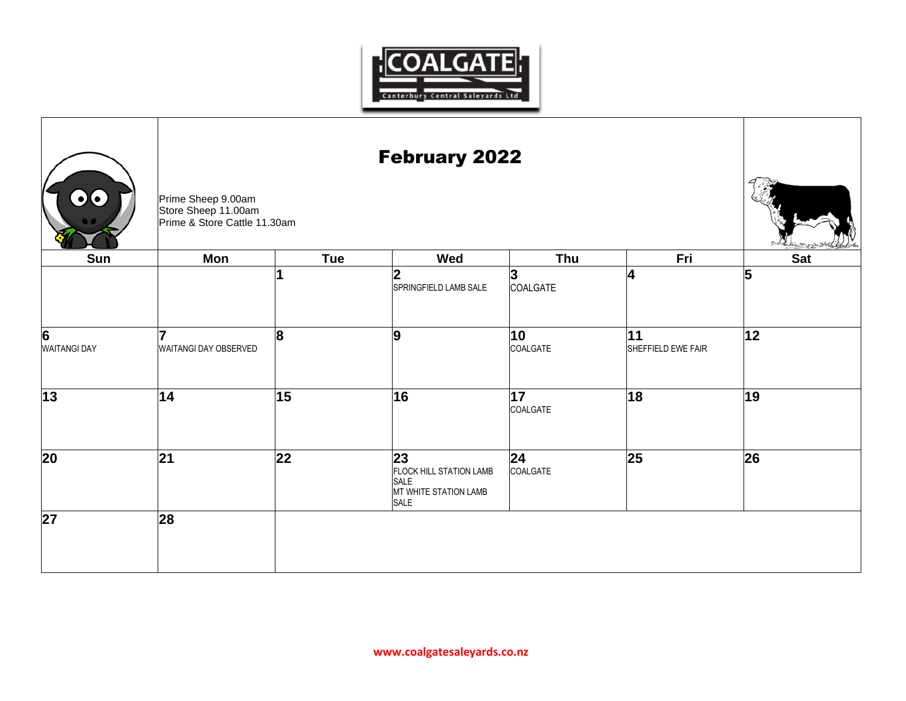COALGATE

Canterbury Central Saleyards Ltd

# February 2022

Prime Sheep 9.00am
Store Sheep 11.00am
Prime & Store Cattle 11.30am

| Sun | Mon | Tue | Wed | Thu | Fri | Sat |
|---|---|---|---|---|---|---|
| | | 1 | 2 SPRINGFIELD LAMB SALE | 3 COALGATE | 4 | 5 |
| 6 WAITANGI DAY | 7 WAITANGI DAY OBSERVED | 8 | 9 | 10 COALGATE | 11 SHEFFIELD EWE FAIR | 12 |
| 13 | 14 | 15 | 16 | 17 COALGATE | 18 | 19 |
| 20 | 21 | 22 | 23 FLOCK HILL STATION LAMB SALE MT WHITE STATION LAMB SALE | 24 COALGATE | 25 | 26 |
| 27 | 28 | | | | | |

www.coalgatesaleyards.co.nz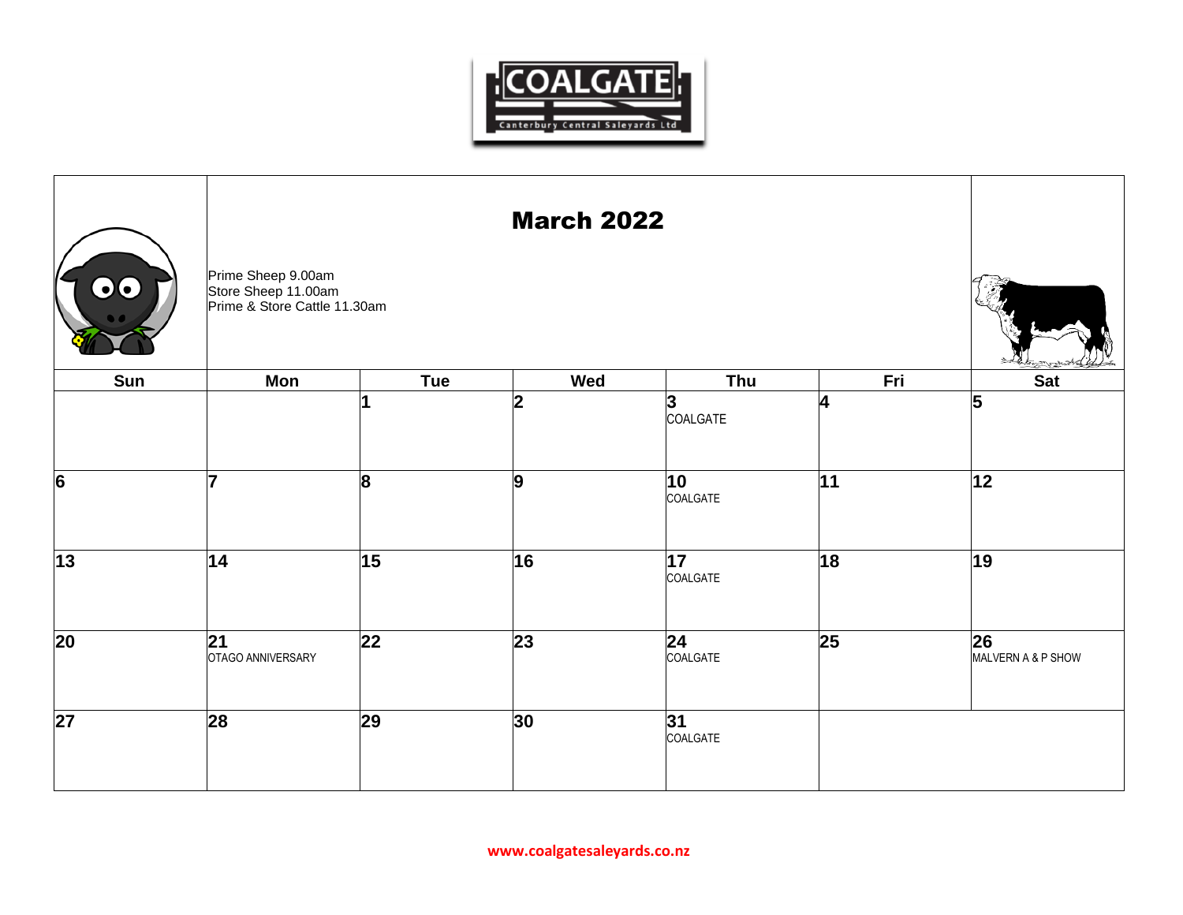# March 2022

Prime Sheep 9.00am
Store Sheep 11.00am
Prime & Store Cattle 11.30am

| Sun | Mon | Tue | Wed | Thu | Fri | Sat |
|---|---|---|---|---|---|---|
| | | 1 | 2 | 3 COALGATE | 4 | 5 |
| 6 | 7 | 8 | 9 | 10 COALGATE | 11 | 12 |
| 13 | 14 | 15 | 16 | 17 COALGATE | 18 | 19 |
| 20 | 21 OTAGO ANNIVERSARY | 22 | 23 | 24 COALGATE | 25 | 26 MALVERN A & P SHOW |
| 27 | 28 | 29 | 30 | 31 COALGATE | | |

www.coalgatesaleyards.co.nz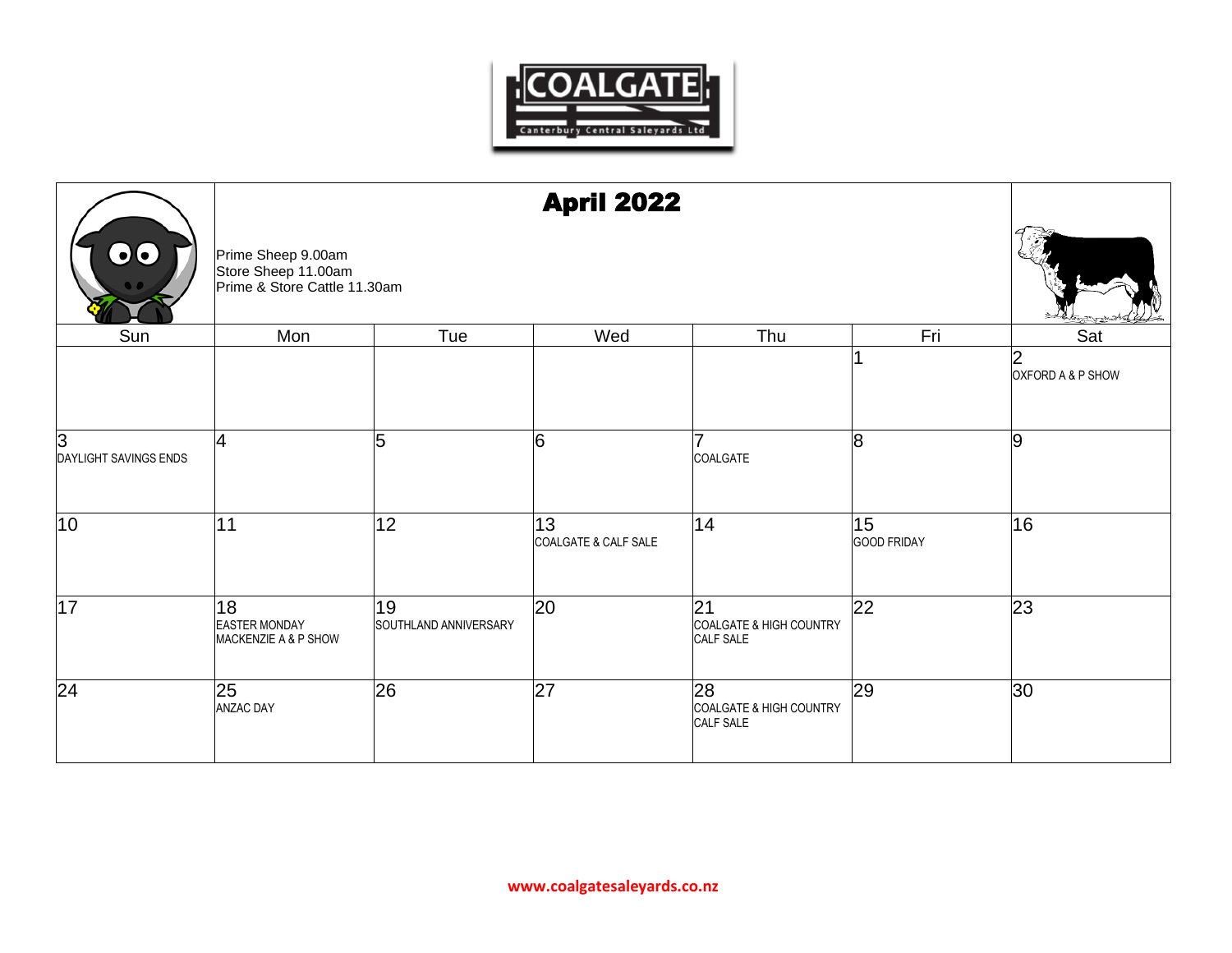COALGATE

Canterbury Central Saleyards Ltd

# April 2022

Prime Sheep 9.00am
Store Sheep 11.00am
Prime & Store Cattle 11.30am

| Sun | Mon | Tue | Wed | Thu | Fri | Sat |
|---|---|---|---|---|---|---|
| | | | | | 1 | 2 OXFORD A & P SHOW |
| 3 DAYLIGHT SAVINGS ENDS | 4 | 5 | 6 | 7 COALGATE | 8 | 9 |
| 10 | 11 | 12 | 13 COALGATE & CALF SALE | 14 | 15 GOOD FRIDAY | 16 |
| 17 | 18 EASTER MONDAY MACKENZIE A & P SHOW | 19 SOUTHLAND ANNIVERSARY | 20 | 21 COALGATE & HIGH COUNTRY CALF SALE | 22 | 23 |
| 24 | 25 ANZAC DAY | 26 | 27 | 28 COALGATE & HIGH COUNTRY CALF SALE | 29 | 30 |

www.coalgatesaleyards.co.nz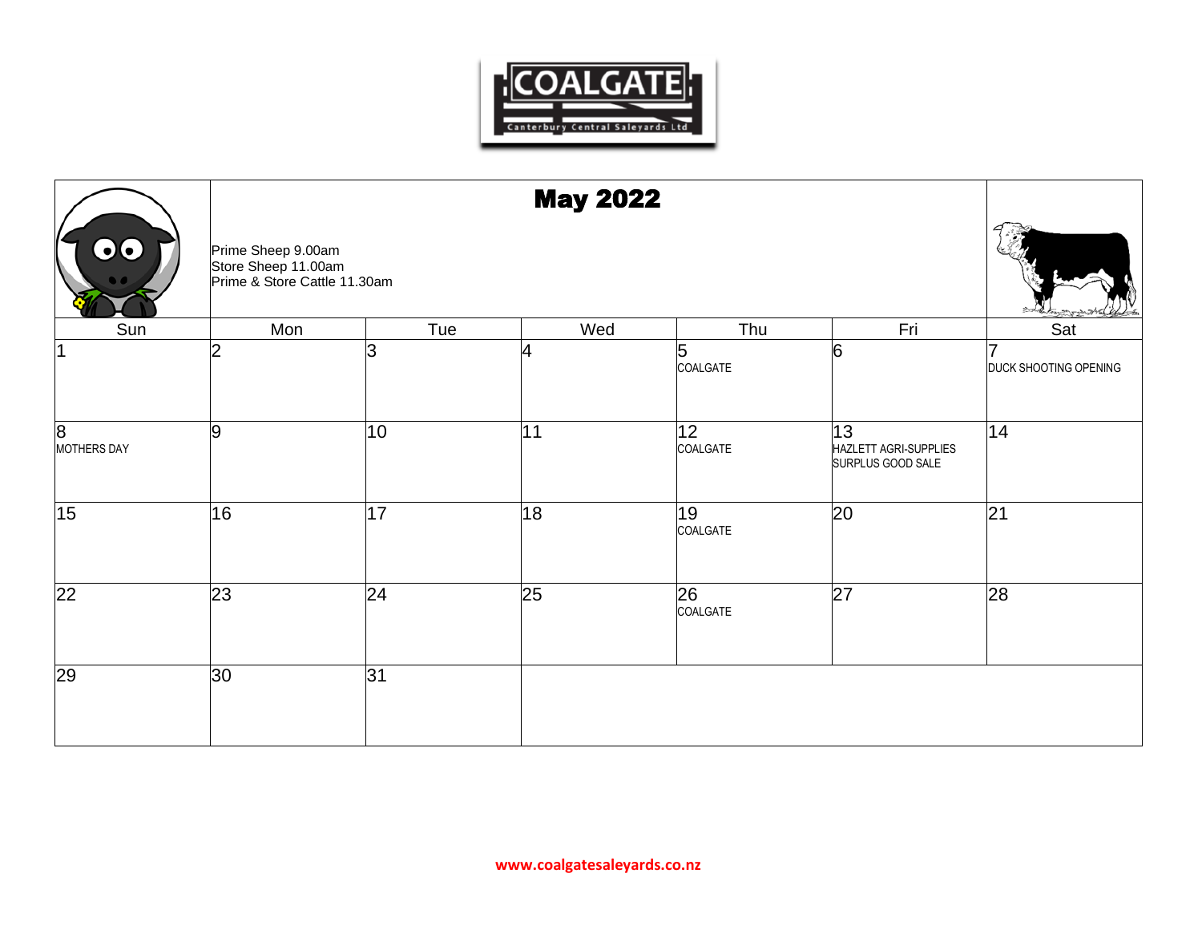# COALGATE

Canterbury Central Saleyards Ltd

## May 2022

Prime Sheep 9.00am
Store Sheep 11.00am
Prime & Store Cattle 11.30am

| Sun | Mon | Tue | Wed | Thu | Fri | Sat |
|---|---|---|---|---|---|---|
| 1 | 2 | 3 | 4 | 5 COALGATE | 6 | 7 DUCK SHOOTING OPENING |
| 8 MOTHERS DAY | 9 | 10 | 11 | 12 COALGATE | 13 HAZLETT AGRI-SUPPLIES SURPLUS GOOD SALE | 14 |
| 15 | 16 | 17 | 18 | 19 COALGATE | 20 | 21 |
| 22 | 23 | 24 | 25 | 26 COALGATE | 27 | 28 |
| 29 | 30 | 31 | | | | |

www.coalgatesaleyards.co.nz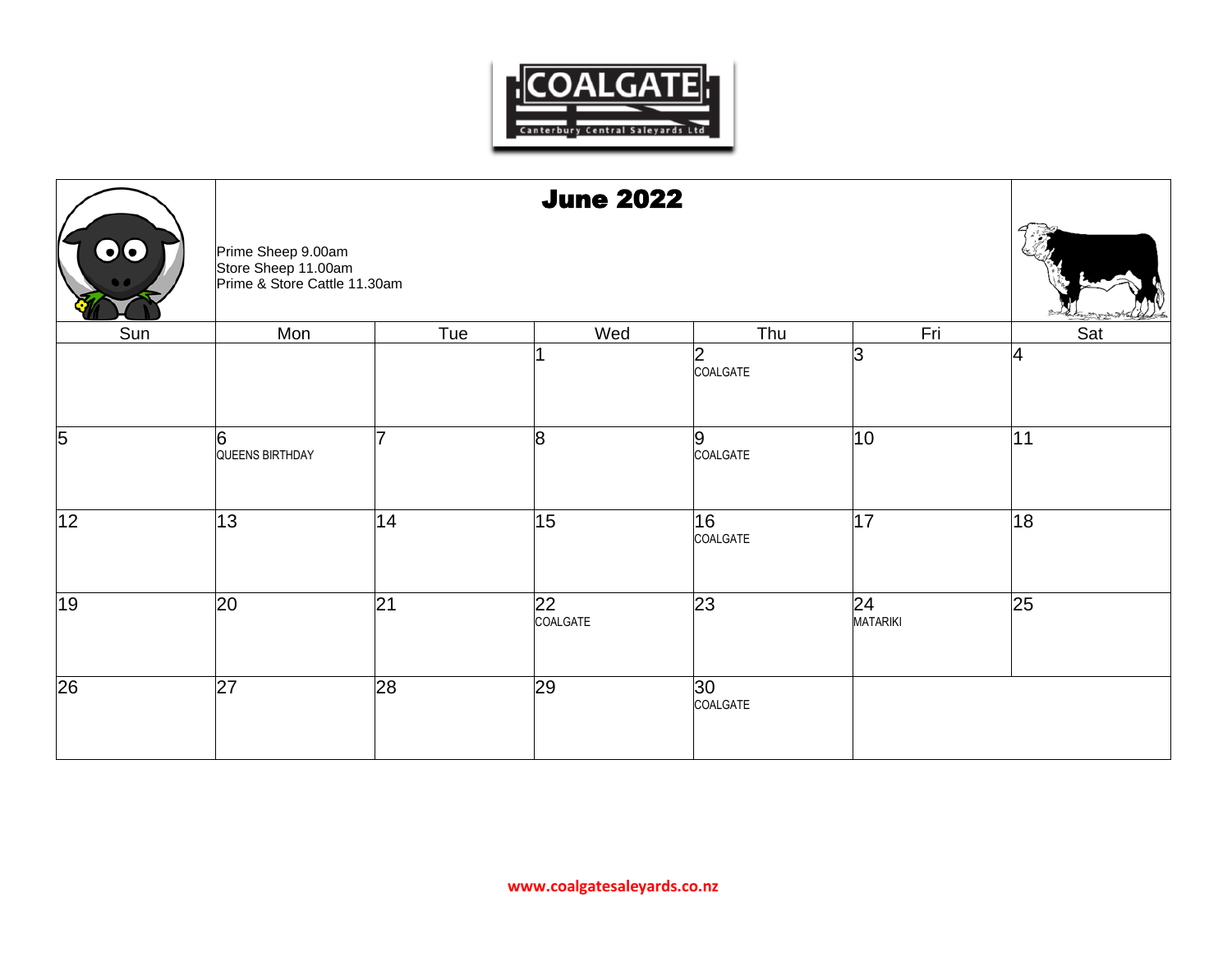COALGATE

Canterbury Central Saleyards Ltd

# June 2022

Prime Sheep 9.00am
Store Sheep 11.00am
Prime & Store Cattle 11.30am

| Sun | Mon | Tue | Wed | Thu | Fri | Sat |
|---|---|---|---|---|---|---|
| | | | 1 | 2 COALGATE | 3 | 4 |
| 5 | 6 QUEENS BIRTHDAY | 7 | 8 | 9 COALGATE | 10 | 11 |
| 12 | 13 | 14 | 15 | 16 COALGATE | 17 | 18 |
| 19 | 20 | 21 | 22 COALGATE | 23 | 24 MATARIKI | 25 |
| 26 | 27 | 28 | 29 | 30 COALGATE | | |

www.coalgatesaleyards.co.nz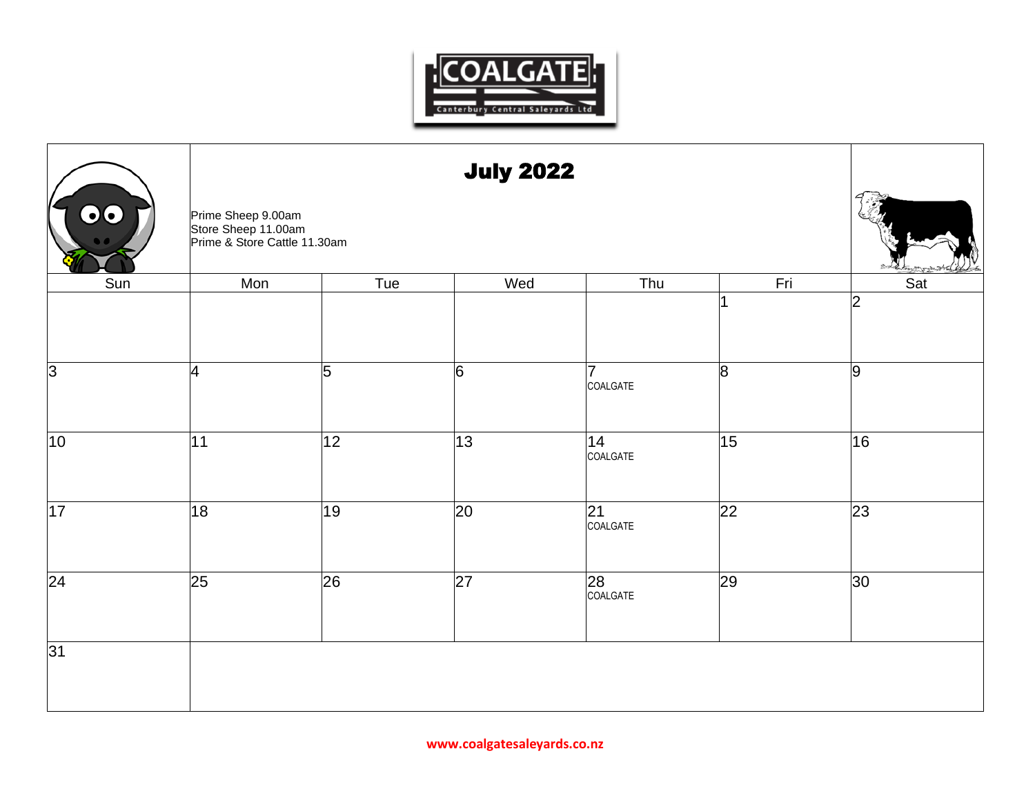COALGATE
Canterbury Central Saleyards Ltd

# July 2022

Prime Sheep 9.00am
Store Sheep 11.00am
Prime & Store Cattle 11.30am

| Sun | Mon | Tue | Wed | Thu | Fri | Sat |
|---|---|---|---|---|---|---|
| | | | | | 1 | 2 |
| 3 | 4 | 5 | 6 | 7 COALGATE | 8 | 9 |
| 10 | 11 | 12 | 13 | 14 COALGATE | 15 | 16 |
| 17 | 18 | 19 | 20 | 21 COALGATE | 22 | 23 |
| 24 | 25 | 26 | 27 | 28 COALGATE | 29 | 30 |
| 31 | | | | | | |

www.coalgatesaleyards.co.nz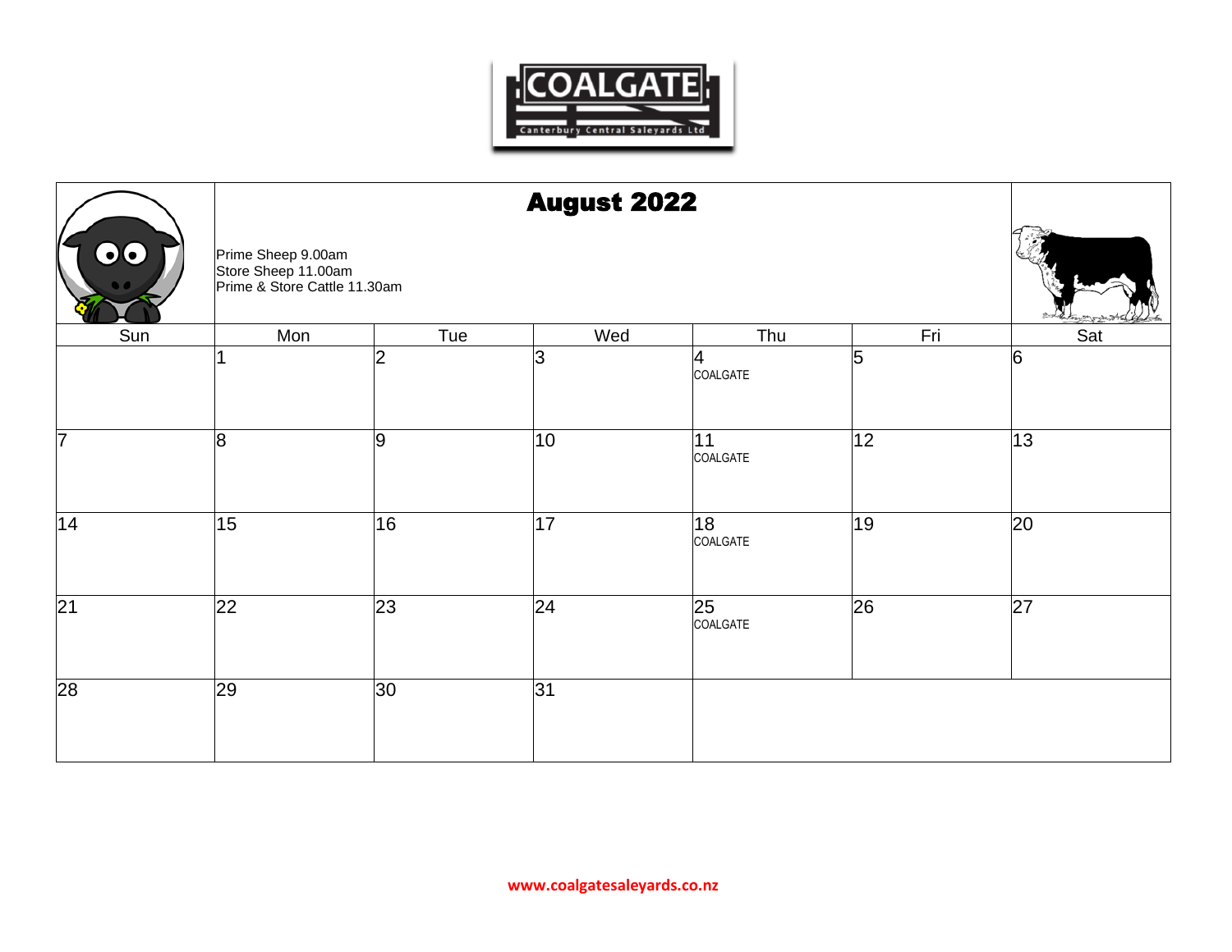COALGATE

Canterbury Central Saleyards Ltd

# August 2022

Prime Sheep 9.00am
Store Sheep 11.00am
Prime & Store Cattle 11.30am

| Sun | Mon | Tue | Wed | Thu | Fri | Sat |
|---|---|---|---|---|---|---|
| | 1 | 2 | 3 | 4 COALGATE | 5 | 6 |
| 7 | 8 | 9 | 10 | 11 COALGATE | 12 | 13 |
| 14 | 15 | 16 | 17 | 18 COALGATE | 19 | 20 |
| 21 | 22 | 23 | 24 | 25 COALGATE | 26 | 27 |
| 28 | 29 | 30 | 31 | | | |

www.coalgatesaleyards.co.nz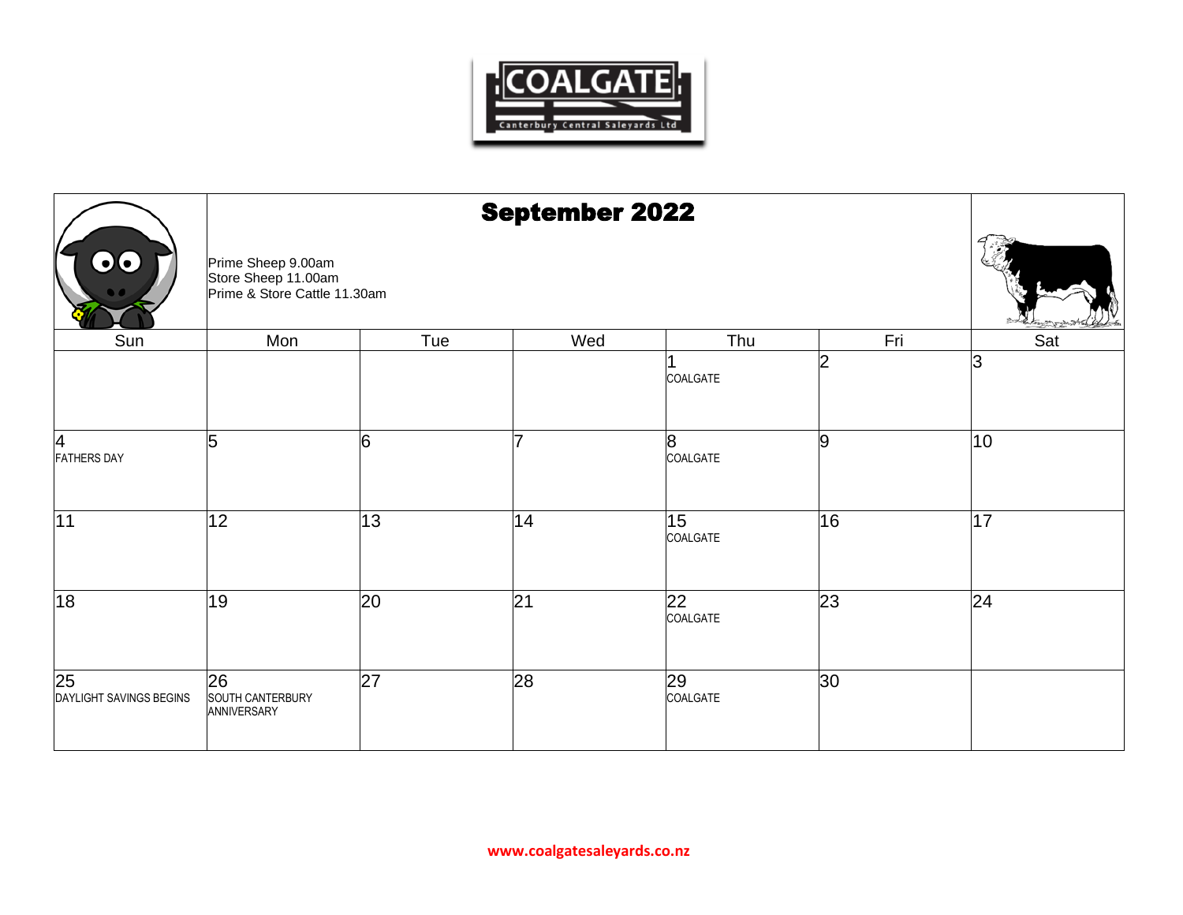COALGATE
Canterbury Central Saleyards Ltd

# September 2022

Prime Sheep 9.00am
Store Sheep 11.00am
Prime & Store Cattle 11.30am

| Sun | Mon | Tue | Wed | Thu | Fri | Sat |
|---|---|---|---|---|---|---|
| | | | | 1 COALGATE | 2 | 3 |
| 4 FATHERS DAY | 5 | 6 | 7 | 8 COALGATE | 9 | 10 |
| 11 | 12 | 13 | 14 | 15 COALGATE | 16 | 17 |
| 18 | 19 | 20 | 21 | 22 COALGATE | 23 | 24 |
| 25 DAYLIGHT SAVINGS BEGINS | 26 SOUTH CANTERBURY ANNIVERSARY | 27 | 28 | 29 COALGATE | 30 | |

www.coalgatesaleyards.co.nz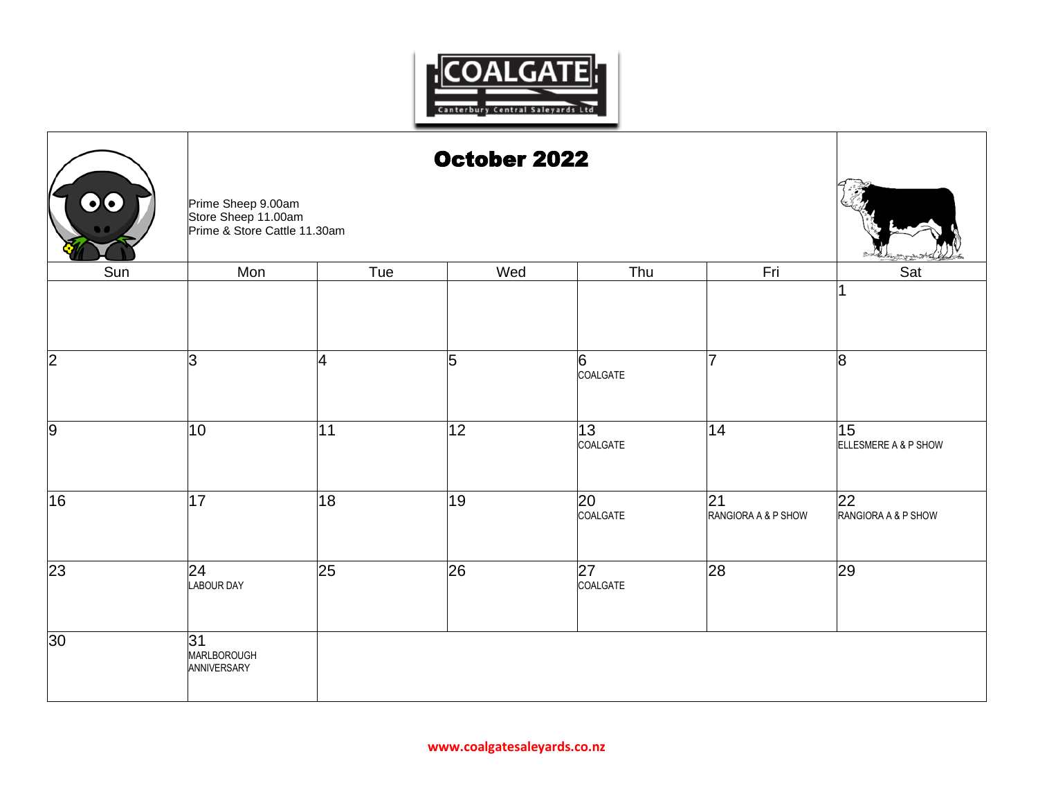COALGATE
Canterbury Central Saleyards Ltd

# October 2022

Prime Sheep 9.00am
Store Sheep 11.00am
Prime & Store Cattle 11.30am

| Sun | Mon | Tue | Wed | Thu | Fri | Sat |
|---|---|---|---|---|---|---|
| | | | | | | 1 |
| 2 | 3 | 4 | 5 | 6 COALGATE | 7 | 8 |
| 9 | 10 | 11 | 12 | 13 COALGATE | 14 | 15 ELLESMERE A & P SHOW |
| 16 | 17 | 18 | 19 | 20 COALGATE | 21 RANGIORA A & P SHOW | 22 RANGIORA A & P SHOW |
| 23 | 24 LABOUR DAY | 25 | 26 | 27 COALGATE | 28 | 29 |
| 30 | 31 MARLBOROUGH ANNIVERSARY | | | | | |

www.coalgatesaleyards.co.nz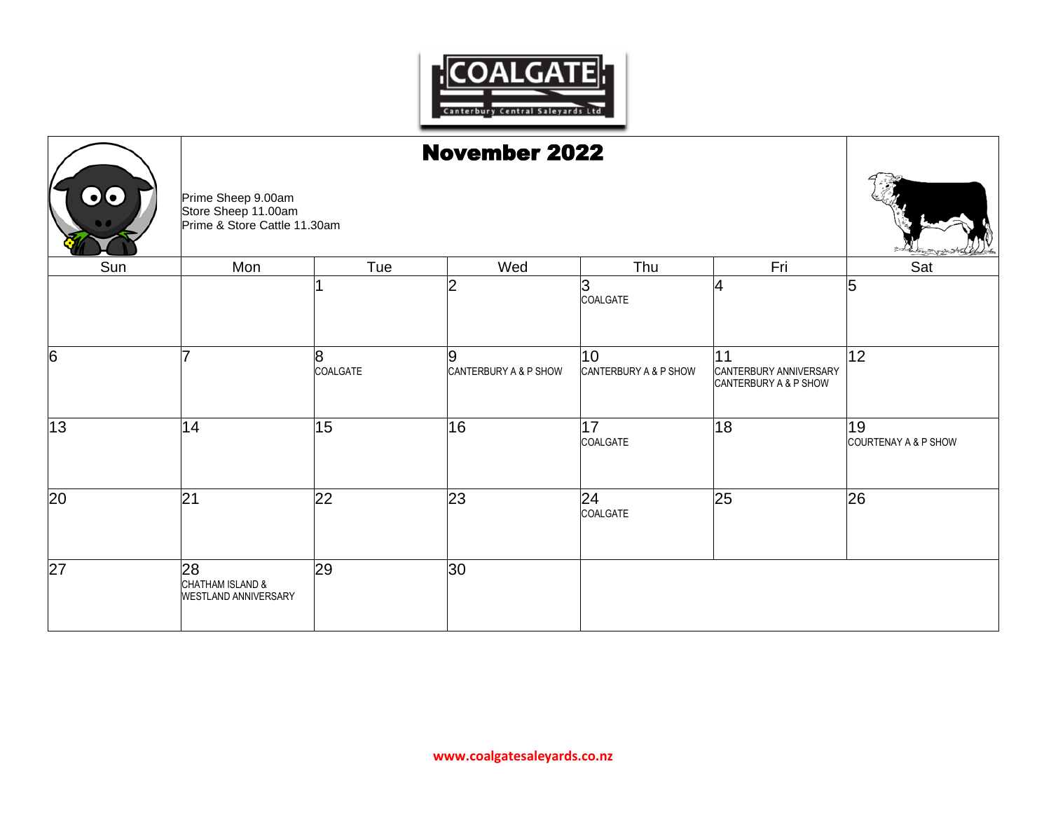# November 2022

Prime Sheep 9.00am
Store Sheep 11.00am
Prime & Store Cattle 11.30am

| Sun | Mon | Tue | Wed | Thu | Fri | Sat |
|---|---|---|---|---|---|---|
| | | 1 | 2 | 3<br>COALGATE | 4 | 5 |
| 6 | 7 | 8<br>COALGATE | 9<br>CANTERBURY A & P SHOW | 10<br>CANTERBURY A & P SHOW | 11<br>CANTERBURY ANNIVERSARY<br>CANTERBURY A & P SHOW | 12 |
| 13 | 14 | 15 | 16 | 17<br>COALGATE | 18 | 19<br>COURTENAY A & P SHOW |
| 20 | 21 | 22 | 23 | 24<br>COALGATE | 25 | 26 |
| 27 | 28<br>CHATHAM ISLAND &<br>WESTLAND ANNIVERSARY | 29 | 30 | | | |

www.coalgatesaleyards.co.nz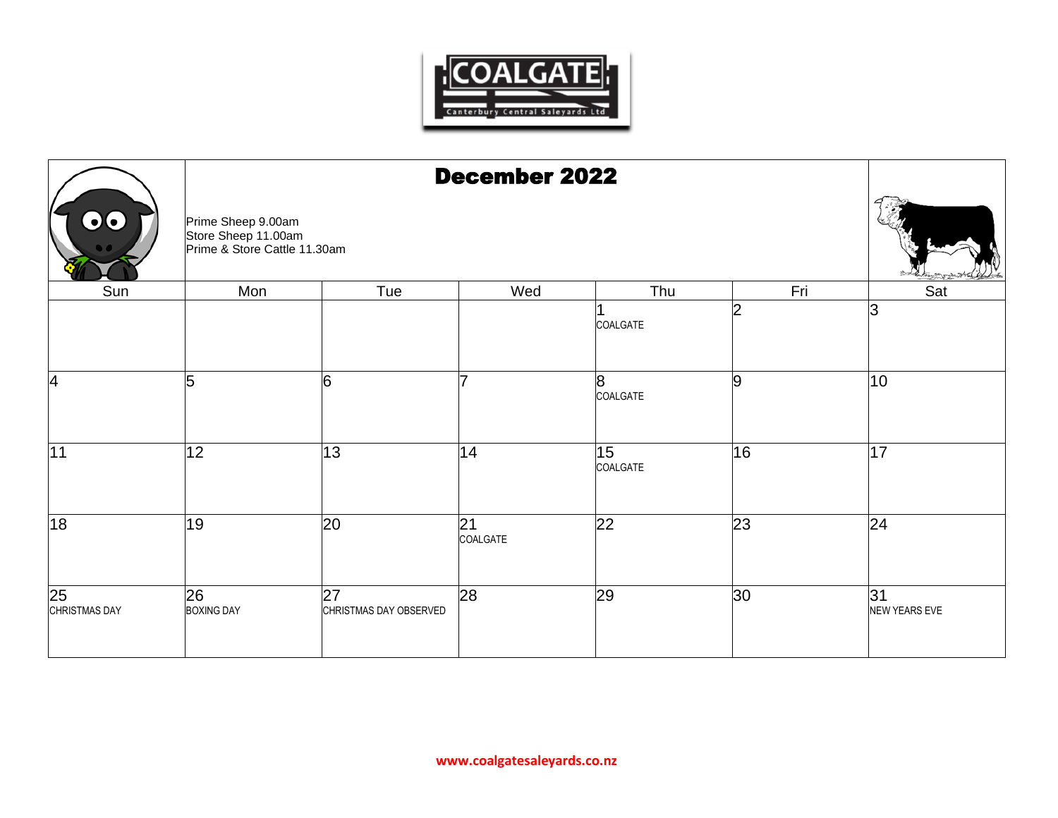COALGATE

Canterbury Central Saleyards Ltd

# December 2022

Prime Sheep 9.00am
Store Sheep 11.00am
Prime & Store Cattle 11.30am

| Sun | Mon | Tue | Wed | Thu | Fri | Sat |
|---|---|---|---|---|---|---|
| | | | | 1 COALGATE | 2 | 3 |
| 4 | 5 | 6 | 7 | 8 COALGATE | 9 | 10 |
| 11 | 12 | 13 | 14 | 15 COALGATE | 16 | 17 |
| 18 | 19 | 20 | 21 COALGATE | 22 | 23 | 24 |
| 25 CHRISTMAS DAY | 26 BOXING DAY | 27 CHRISTMAS DAY OBSERVED | 28 | 29 | 30 | 31 NEW YEARS EVE |

www.coalgatesaleyards.co.nz